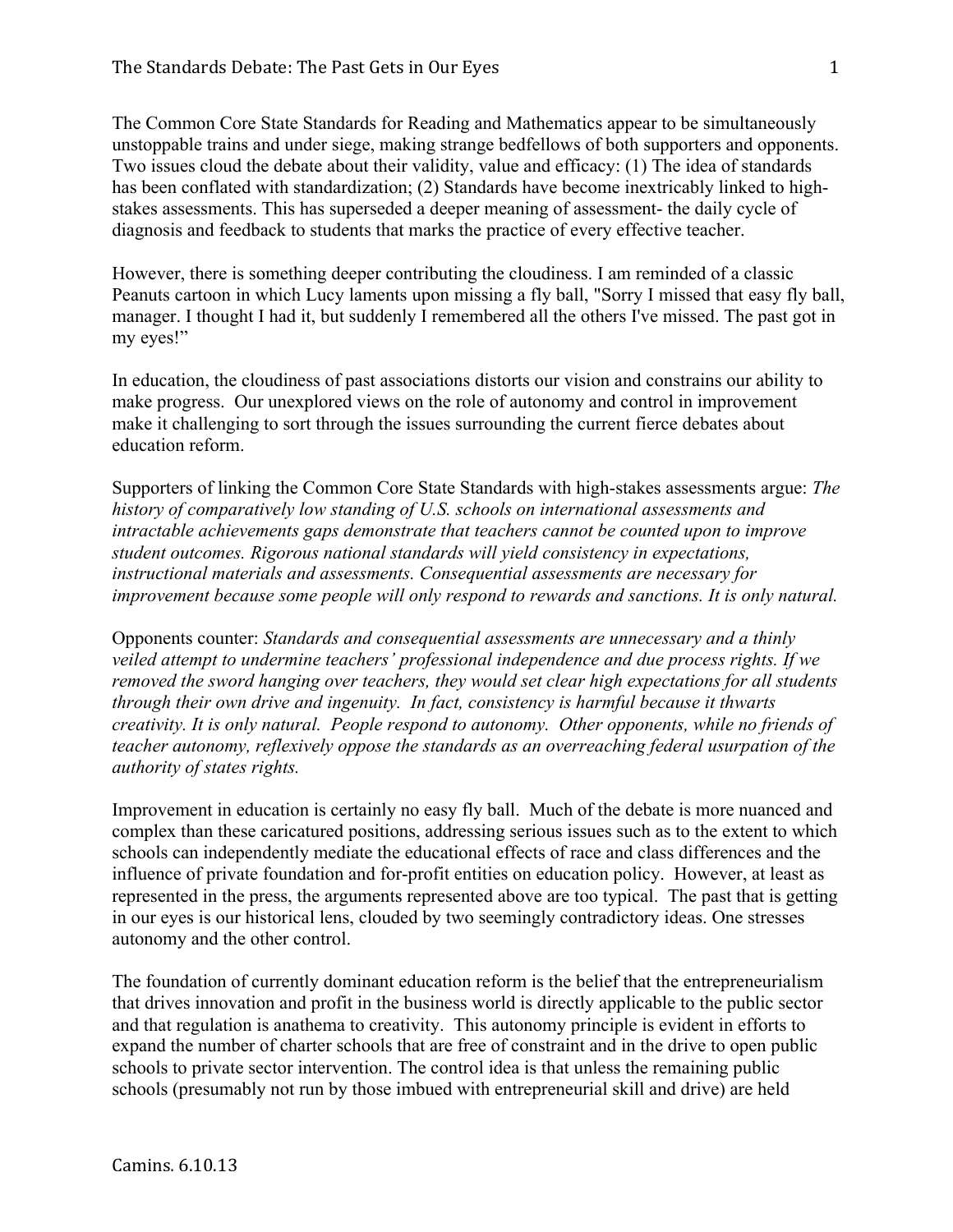The Common Core State Standards for Reading and Mathematics appear to be simultaneously unstoppable trains and under siege, making strange bedfellows of both supporters and opponents. Two issues cloud the debate about their validity, value and efficacy: (1) The idea of standards has been conflated with standardization; (2) Standards have become inextricably linked to high-stakes assessments. This has superseded a deeper meaning of assessment- the daily cycle of diagnosis and feedback to students that marks the practice of every effective teacher.

However, there is something deeper contributing the cloudiness. I am reminded of a classic Peanuts cartoon in which Lucy laments upon missing a fly ball, "Sorry I missed that easy fly ball, manager. I thought I had it, but suddenly I remembered all the others I've missed. The past got in my eyes!"

In education, the cloudiness of past associations distorts our vision and constrains our ability to make progress. Our unexplored views on the role of autonomy and control in improvement make it challenging to sort through the issues surrounding the current fierce debates about education reform.

Supporters of linking the Common Core State Standards with high-stakes assessments argue: *The history of comparatively low standing of U.S. schools on international assessments and intractable achievements gaps demonstrate that teachers cannot be counted upon to improve student outcomes. Rigorous national standards will yield consistency in expectations, instructional materials and assessments. Consequential assessments are necessary for improvement because some people will only respond to rewards and sanctions. It is only natural.*

Opponents counter: *Standards and consequential assessments are unnecessary and a thinly veiled attempt to undermine teachers' professional independence and due process rights. If we removed the sword hanging over teachers, they would set clear high expectations for all students through their own drive and ingenuity. In fact, consistency is harmful because it thwarts creativity. It is only natural. People respond to autonomy. Other opponents, while no friends of teacher autonomy, reflexively oppose the standards as an overreaching federal usurpation of the authority of states rights.*

Improvement in education is certainly no easy fly ball. Much of the debate is more nuanced and complex than these caricatured positions, addressing serious issues such as to the extent to which schools can independently mediate the educational effects of race and class differences and the influence of private foundation and for-profit entities on education policy. However, at least as represented in the press, the arguments represented above are too typical. The past that is getting in our eyes is our historical lens, clouded by two seemingly contradictory ideas. One stresses autonomy and the other control.

The foundation of currently dominant education reform is the belief that the entrepreneurialism that drives innovation and profit in the business world is directly applicable to the public sector and that regulation is anathema to creativity. This autonomy principle is evident in efforts to expand the number of charter schools that are free of constraint and in the drive to open public schools to private sector intervention. The control idea is that unless the remaining public schools (presumably not run by those imbued with entrepreneurial skill and drive) are held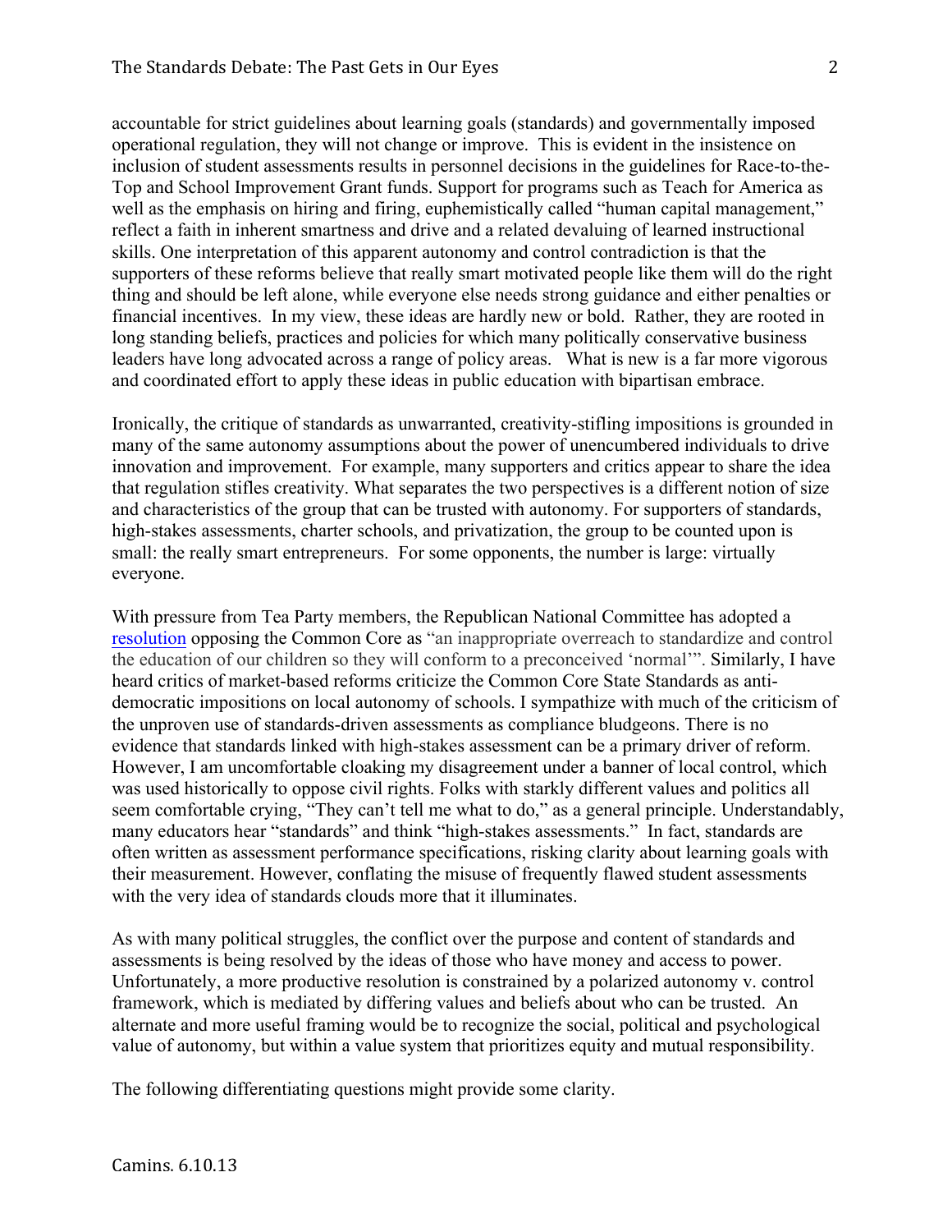accountable for strict guidelines about learning goals (standards) and governmentally imposed operational regulation, they will not change or improve. This is evident in the insistence on inclusion of student assessments results in personnel decisions in the guidelines for Race-to-the-Top and School Improvement Grant funds. Support for programs such as Teach for America as well as the emphasis on hiring and firing, euphemistically called "human capital management," reflect a faith in inherent smartness and drive and a related devaluing of learned instructional skills. One interpretation of this apparent autonomy and control contradiction is that the supporters of these reforms believe that really smart motivated people like them will do the right thing and should be left alone, while everyone else needs strong guidance and either penalties or financial incentives. In my view, these ideas are hardly new or bold. Rather, they are rooted in long standing beliefs, practices and policies for which many politically conservative business leaders have long advocated across a range of policy areas. What is new is a far more vigorous and coordinated effort to apply these ideas in public education with bipartisan embrace.

Ironically, the critique of standards as unwarranted, creativity-stifling impositions is grounded in many of the same autonomy assumptions about the power of unencumbered individuals to drive innovation and improvement. For example, many supporters and critics appear to share the idea that regulation stifles creativity. What separates the two perspectives is a different notion of size and characteristics of the group that can be trusted with autonomy. For supporters of standards, high-stakes assessments, charter schools, and privatization, the group to be counted upon is small: the really smart entrepreneurs. For some opponents, the number is large: virtually everyone.

With pressure from Tea Party members, the Republican National Committee has adopted a resolution opposing the Common Core as "an inappropriate overreach to standardize and control the education of our children so they will conform to a preconceived 'normal'". Similarly, I have heard critics of market-based reforms criticize the Common Core State Standards as anti-democratic impositions on local autonomy of schools. I sympathize with much of the criticism of the unproven use of standards-driven assessments as compliance bludgeons. There is no evidence that standards linked with high-stakes assessment can be a primary driver of reform. However, I am uncomfortable cloaking my disagreement under a banner of local control, which was used historically to oppose civil rights. Folks with starkly different values and politics all seem comfortable crying, "They can't tell me what to do," as a general principle. Understandably, many educators hear "standards" and think "high-stakes assessments." In fact, standards are often written as assessment performance specifications, risking clarity about learning goals with their measurement. However, conflating the misuse of frequently flawed student assessments with the very idea of standards clouds more that it illuminates.

As with many political struggles, the conflict over the purpose and content of standards and assessments is being resolved by the ideas of those who have money and access to power. Unfortunately, a more productive resolution is constrained by a polarized autonomy v. control framework, which is mediated by differing values and beliefs about who can be trusted. An alternate and more useful framing would be to recognize the social, political and psychological value of autonomy, but within a value system that prioritizes equity and mutual responsibility.

The following differentiating questions might provide some clarity.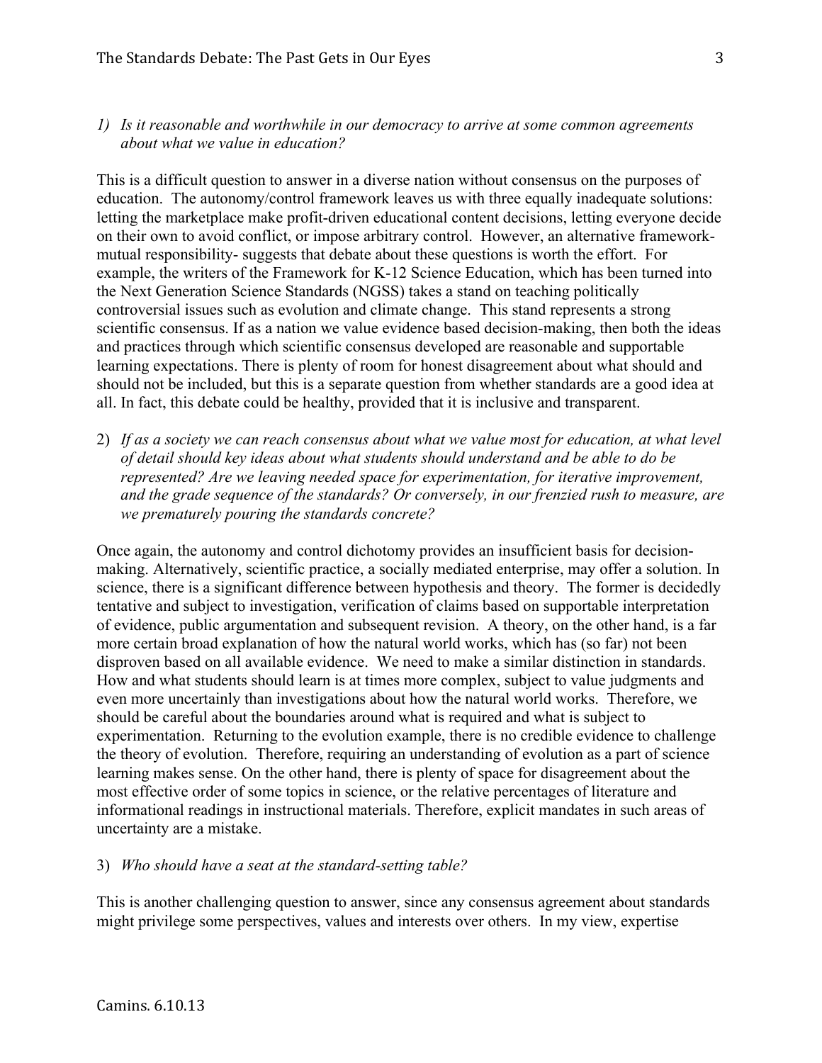1) *Is it reasonable and worthwhile in our democracy to arrive at some common agreements about what we value in education?*

This is a difficult question to answer in a diverse nation without consensus on the purposes of education. The autonomy/control framework leaves us with three equally inadequate solutions: letting the marketplace make profit-driven educational content decisions, letting everyone decide on their own to avoid conflict, or impose arbitrary control. However, an alternative framework- mutual responsibility- suggests that debate about these questions is worth the effort. For example, the writers of the Framework for K-12 Science Education, which has been turned into the Next Generation Science Standards (NGSS) takes a stand on teaching politically controversial issues such as evolution and climate change. This stand represents a strong scientific consensus. If as a nation we value evidence based decision-making, then both the ideas and practices through which scientific consensus developed are reasonable and supportable learning expectations. There is plenty of room for honest disagreement about what should and should not be included, but this is a separate question from whether standards are a good idea at all. In fact, this debate could be healthy, provided that it is inclusive and transparent.

2) *If as a society we can reach consensus about what we value most for education, at what level of detail should key ideas about what students should understand and be able to do be represented? Are we leaving needed space for experimentation, for iterative improvement, and the grade sequence of the standards? Or conversely, in our frenzied rush to measure, are we prematurely pouring the standards concrete?*

Once again, the autonomy and control dichotomy provides an insufficient basis for decision-making. Alternatively, scientific practice, a socially mediated enterprise, may offer a solution. In science, there is a significant difference between hypothesis and theory. The former is decidedly tentative and subject to investigation, verification of claims based on supportable interpretation of evidence, public argumentation and subsequent revision. A theory, on the other hand, is a far more certain broad explanation of how the natural world works, which has (so far) not been disproven based on all available evidence. We need to make a similar distinction in standards. How and what students should learn is at times more complex, subject to value judgments and even more uncertainly than investigations about how the natural world works. Therefore, we should be careful about the boundaries around what is required and what is subject to experimentation. Returning to the evolution example, there is no credible evidence to challenge the theory of evolution. Therefore, requiring an understanding of evolution as a part of science learning makes sense. On the other hand, there is plenty of space for disagreement about the most effective order of some topics in science, or the relative percentages of literature and informational readings in instructional materials. Therefore, explicit mandates in such areas of uncertainty are a mistake.

3) *Who should have a seat at the standard-setting table?*

This is another challenging question to answer, since any consensus agreement about standards might privilege some perspectives, values and interests over others. In my view, expertise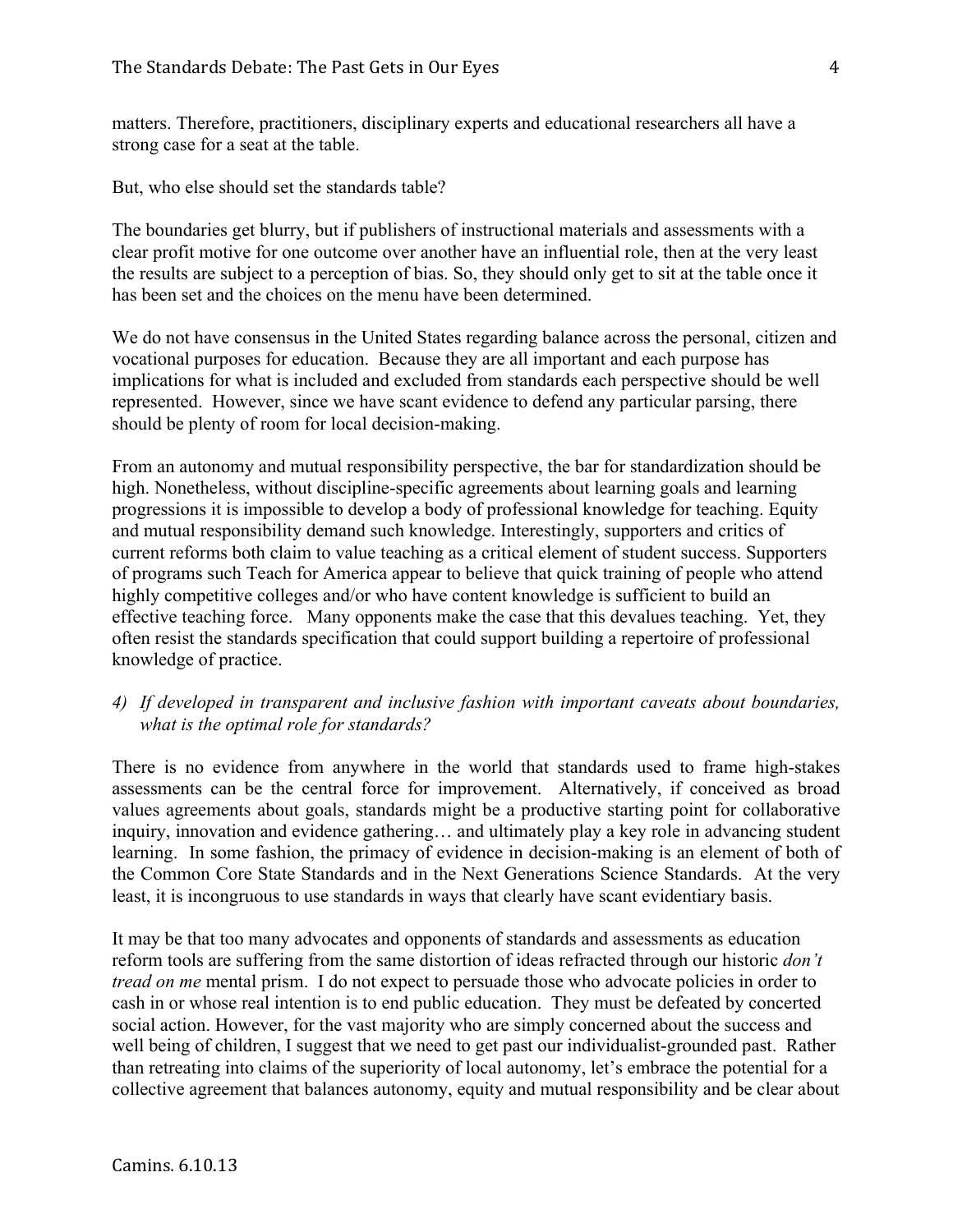matters. Therefore, practitioners, disciplinary experts and educational researchers all have a strong case for a seat at the table.

But, who else should set the standards table?

The boundaries get blurry, but if publishers of instructional materials and assessments with a clear profit motive for one outcome over another have an influential role, then at the very least the results are subject to a perception of bias. So, they should only get to sit at the table once it has been set and the choices on the menu have been determined.

We do not have consensus in the United States regarding balance across the personal, citizen and vocational purposes for education. Because they are all important and each purpose has implications for what is included and excluded from standards each perspective should be well represented. However, since we have scant evidence to defend any particular parsing, there should be plenty of room for local decision-making.

From an autonomy and mutual responsibility perspective, the bar for standardization should be high. Nonetheless, without discipline-specific agreements about learning goals and learning progressions it is impossible to develop a body of professional knowledge for teaching. Equity and mutual responsibility demand such knowledge. Interestingly, supporters and critics of current reforms both claim to value teaching as a critical element of student success. Supporters of programs such Teach for America appear to believe that quick training of people who attend highly competitive colleges and/or who have content knowledge is sufficient to build an effective teaching force. Many opponents make the case that this devalues teaching. Yet, they often resist the standards specification that could support building a repertoire of professional knowledge of practice.

4) *If developed in transparent and inclusive fashion with important caveats about boundaries, what is the optimal role for standards?*

There is no evidence from anywhere in the world that standards used to frame high-stakes assessments can be the central force for improvement. Alternatively, if conceived as broad values agreements about goals, standards might be a productive starting point for collaborative inquiry, innovation and evidence gathering… and ultimately play a key role in advancing student learning. In some fashion, the primacy of evidence in decision-making is an element of both of the Common Core State Standards and in the Next Generations Science Standards. At the very least, it is incongruous to use standards in ways that clearly have scant evidentiary basis.

It may be that too many advocates and opponents of standards and assessments as education reform tools are suffering from the same distortion of ideas refracted through our historic *don't tread on me* mental prism. I do not expect to persuade those who advocate policies in order to cash in or whose real intention is to end public education. They must be defeated by concerted social action. However, for the vast majority who are simply concerned about the success and well being of children, I suggest that we need to get past our individualist-grounded past. Rather than retreating into claims of the superiority of local autonomy, let's embrace the potential for a collective agreement that balances autonomy, equity and mutual responsibility and be clear about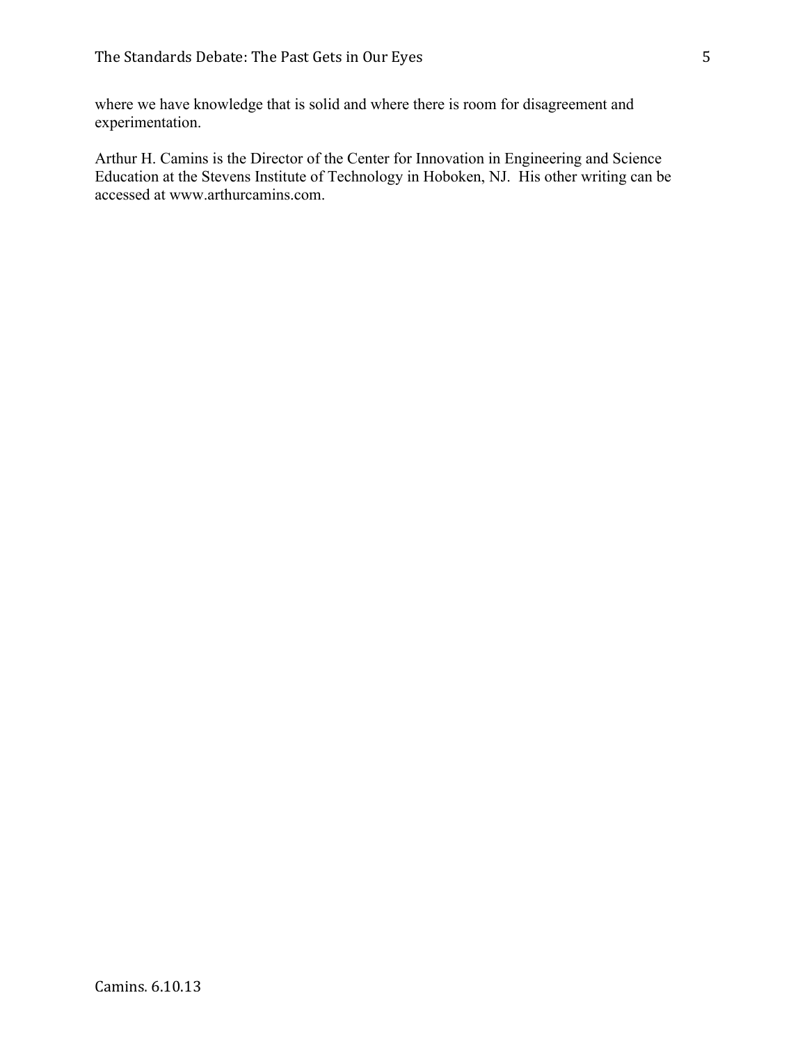where we have knowledge that is solid and where there is room for disagreement and experimentation.

Arthur H. Camins is the Director of the Center for Innovation in Engineering and Science Education at the Stevens Institute of Technology in Hoboken, NJ. His other writing can be accessed at www.arthurcamins.com.